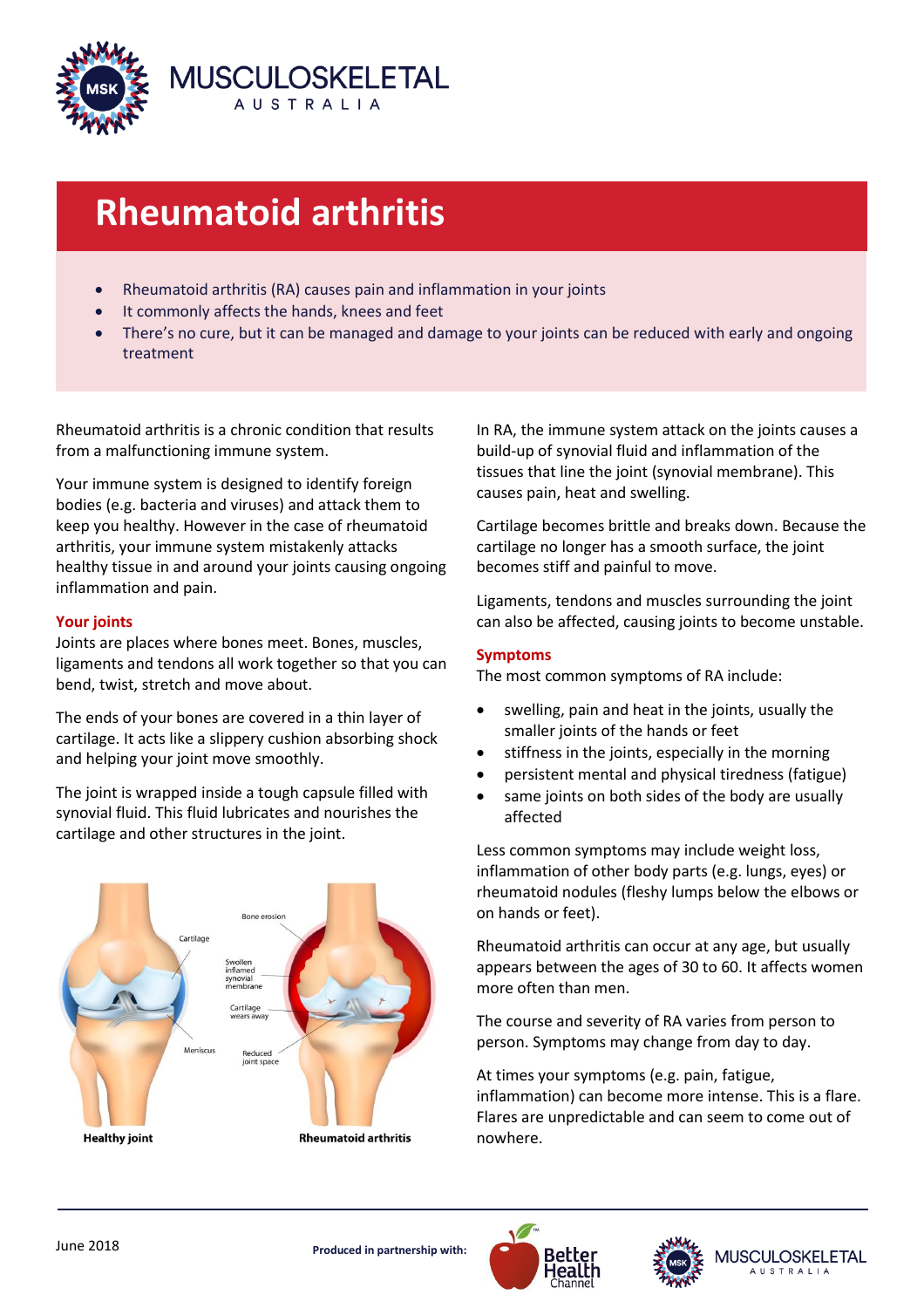# Rheumatoid arthritis

- Rheumatoid arthritis (RA) causes pain and inflammation in your joints
- It commonly affects the hands, knees and feet
- There's no cure, but it can be managed and damage to your joints can be reduced with early and ongoing treatment

Rheumatoid arthritis is a chronic condition that results from a malfunctioning immune system.

Your immune system is designed to identify foreign bodies (e.g. bacteria and viruses) and attack them to keep you healthy. However in the case of rheumatoid arthritis, your immune system mistakenly attacks healthy tissue in and around your joints causing ongoing inflammation and pain.

## Your joints

Joints are places where bones meet. Bones, muscles, ligaments and tendons all work together so that you can bend, twist, stretch and move about.

The ends of your bones are covered in a thin layer of cartilage. It acts like a slippery cushion absorbing shock and helping your joint move smoothly.

The joint is wrapped inside a tough capsule filled with synovial fluid. This fluid lubricates and nourishes the cartilage and other structures in the joint.

Healthy joint — Rheumatoid arthritis

In RA, the immune system attack on the joints causes a build-up of synovial fluid and inflammation of the tissues that line the joint (synovial membrane). This causes pain, heat and swelling.

Cartilage becomes brittle and breaks down. Because the cartilage no longer has a smooth surface, the joint becomes stiff and painful to move.

Ligaments, tendons and muscles surrounding the joint can also be affected, causing joints to become unstable.

## Symptoms

The most common symptoms of RA include:

- swelling, pain and heat in the joints, usually the smaller joints of the hands or feet
- stiffness in the joints, especially in the morning
- persistent mental and physical tiredness (fatigue)
- same joints on both sides of the body are usually affected

Less common symptoms may include weight loss, inflammation of other body parts (e.g. lungs, eyes) or rheumatoid nodules (fleshy lumps below the elbows or on hands or feet).

Rheumatoid arthritis can occur at any age, but usually appears between the ages of 30 to 60. It affects women more often than men.

The course and severity of RA varies from person to person. Symptoms may change from day to day.

At times your symptoms (e.g. pain, fatigue, inflammation) can become more intense. This is a flare. Flares are unpredictable and can seem to come out of nowhere.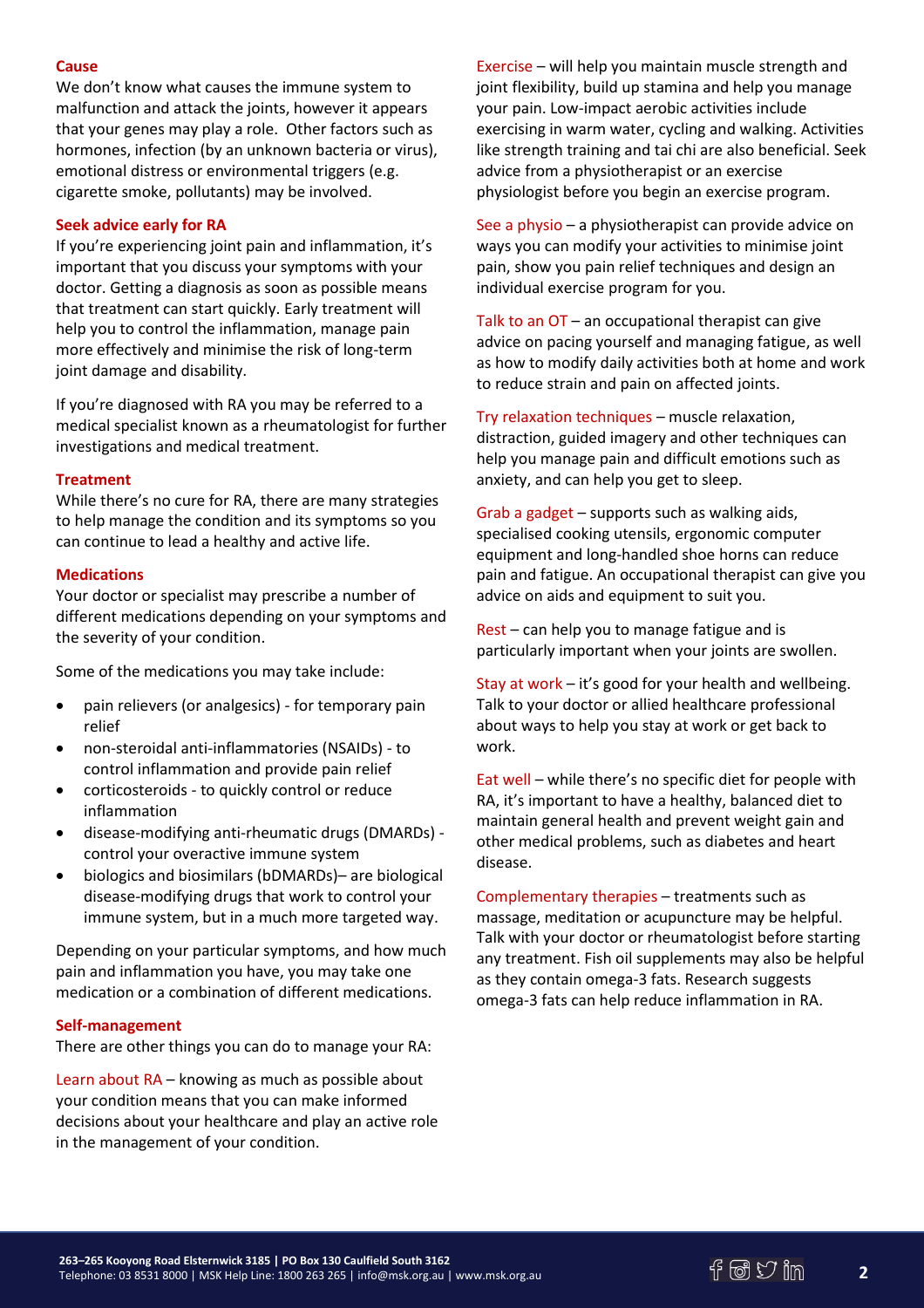### Cause

We don't know what causes the immune system to malfunction and attack the joints, however it appears that your genes may play a role. Other factors such as hormones, infection (by an unknown bacteria or virus), emotional distress or environmental triggers (e.g. cigarette smoke, pollutants) may be involved.

### Seek advice early for RA

If you're experiencing joint pain and inflammation, it's important that you discuss your symptoms with your doctor. Getting a diagnosis as soon as possible means that treatment can start quickly. Early treatment will help you to control the inflammation, manage pain more effectively and minimise the risk of long-term joint damage and disability.

If you're diagnosed with RA you may be referred to a medical specialist known as a rheumatologist for further investigations and medical treatment.

### Treatment

While there's no cure for RA, there are many strategies to help manage the condition and its symptoms so you can continue to lead a healthy and active life.

### Medications

Your doctor or specialist may prescribe a number of different medications depending on your symptoms and the severity of your condition.

Some of the medications you may take include:

- pain relievers (or analgesics) - for temporary pain relief
- non-steroidal anti-inflammatories (NSAIDs) - to control inflammation and provide pain relief
- corticosteroids - to quickly control or reduce inflammation
- disease-modifying anti-rheumatic drugs (DMARDs) - control your overactive immune system
- biologics and biosimilars (bDMARDs)– are biological disease-modifying drugs that work to control your immune system, but in a much more targeted way.

Depending on your particular symptoms, and how much pain and inflammation you have, you may take one medication or a combination of different medications.

### Self-management

There are other things you can do to manage your RA:

Learn about RA – knowing as much as possible about your condition means that you can make informed decisions about your healthcare and play an active role in the management of your condition.

Exercise – will help you maintain muscle strength and joint flexibility, build up stamina and help you manage your pain. Low-impact aerobic activities include exercising in warm water, cycling and walking. Activities like strength training and tai chi are also beneficial. Seek advice from a physiotherapist or an exercise physiologist before you begin an exercise program.

See a physio – a physiotherapist can provide advice on ways you can modify your activities to minimise joint pain, show you pain relief techniques and design an individual exercise program for you.

Talk to an OT – an occupational therapist can give advice on pacing yourself and managing fatigue, as well as how to modify daily activities both at home and work to reduce strain and pain on affected joints.

Try relaxation techniques – muscle relaxation, distraction, guided imagery and other techniques can help you manage pain and difficult emotions such as anxiety, and can help you get to sleep.

Grab a gadget – supports such as walking aids, specialised cooking utensils, ergonomic computer equipment and long-handled shoe horns can reduce pain and fatigue. An occupational therapist can give you advice on aids and equipment to suit you.

Rest – can help you to manage fatigue and is particularly important when your joints are swollen.

Stay at work – it's good for your health and wellbeing. Talk to your doctor or allied healthcare professional about ways to help you stay at work or get back to work.

Eat well – while there's no specific diet for people with RA, it's important to have a healthy, balanced diet to maintain general health and prevent weight gain and other medical problems, such as diabetes and heart disease.

Complementary therapies – treatments such as massage, meditation or acupuncture may be helpful. Talk with your doctor or rheumatologist before starting any treatment. Fish oil supplements may also be helpful as they contain omega-3 fats. Research suggests omega-3 fats can help reduce inflammation in RA.

**263–265 Kooyong Road Elsternwick 3185 | PO Box 130 Caulfield South 3162**
Telephone: 03 8531 8000 | MSK Help Line: 1800 263 265 | info@msk.org.au | www.msk.org.au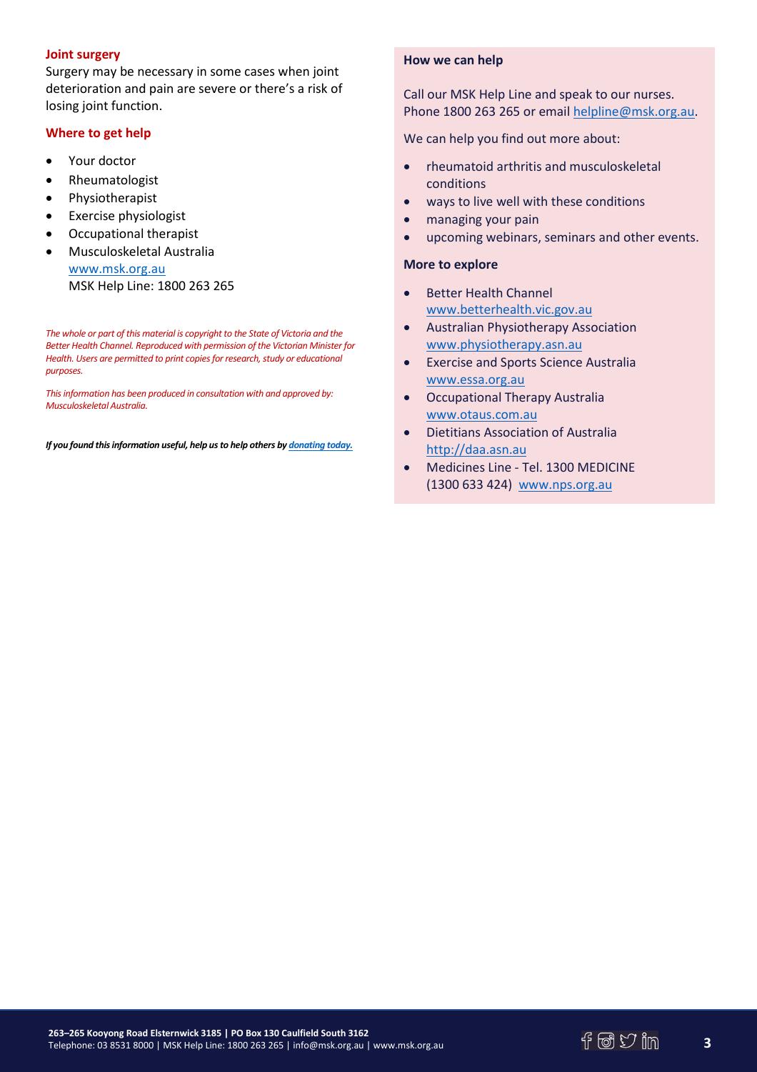## Joint surgery

Surgery may be necessary in some cases when joint deterioration and pain are severe or there's a risk of losing joint function.

## Where to get help

- Your doctor
- Rheumatologist
- Physiotherapist
- Exercise physiologist
- Occupational therapist
- Musculoskeletal Australia
  www.msk.org.au
  MSK Help Line: 1800 263 265

*The whole or part of this material is copyright to the State of Victoria and the Better Health Channel. Reproduced with permission of the Victorian Minister for Health. Users are permitted to print copies for research, study or educational purposes.*

*This information has been produced in consultation with and approved by: Musculoskeletal Australia.*

***If you found this information useful, help us to help others by donating today.***

### How we can help

Call our MSK Help Line and speak to our nurses.
Phone 1800 263 265 or email helpline@msk.org.au.

We can help you find out more about:

- rheumatoid arthritis and musculoskeletal conditions
- ways to live well with these conditions
- managing your pain
- upcoming webinars, seminars and other events.

### More to explore

- Better Health Channel
  www.betterhealth.vic.gov.au
- Australian Physiotherapy Association
  www.physiotherapy.asn.au
- Exercise and Sports Science Australia
  www.essa.org.au
- Occupational Therapy Australia
  www.otaus.com.au
- Dietitians Association of Australia
  http://daa.asn.au
- Medicines Line - Tel. 1300 MEDICINE (1300 633 424) www.nps.org.au

**263–265 Kooyong Road Elsternwick 3185 | PO Box 130 Caulfield South 3162**
Telephone: 03 8531 8000 | MSK Help Line: 1800 263 265 | info@msk.org.au | www.msk.org.au